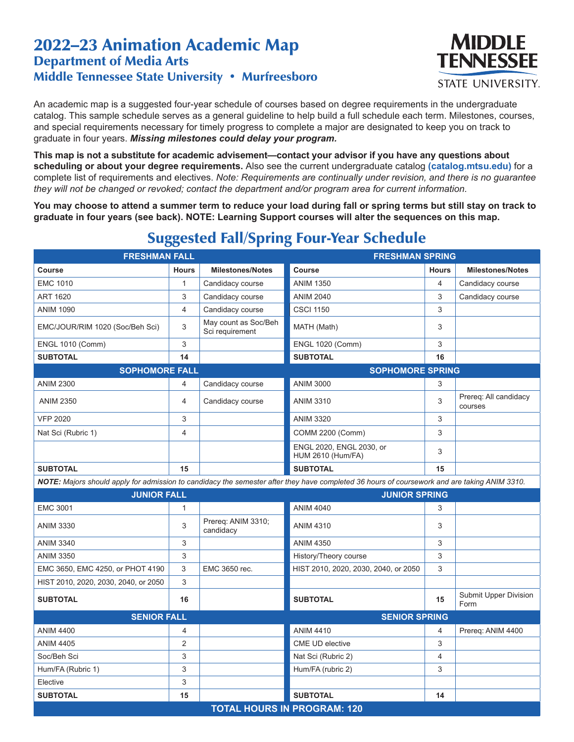# 2022–23 Animation Academic Map

## Department of Media Arts

## Middle Tennessee State University • Murfreesboro

MIDDLE TENNESSEE STATE UNIVERSITY.

An academic map is a suggested four-year schedule of courses based on degree requirements in the undergraduate catalog. This sample schedule serves as a general guideline to help build a full schedule each term. Milestones, courses, and special requirements necessary for timely progress to complete a major are designated to keep you on track to graduate in four years. ***Missing milestones could delay your program.***

**This map is not a substitute for academic advisement—contact your advisor if you have any questions about scheduling or about your degree requirements.** Also see the current undergraduate catalog **(catalog.mtsu.edu)** for a complete list of requirements and electives. *Note: Requirements are continually under revision, and there is no guarantee they will not be changed or revoked; contact the department and/or program area for current information.*

**You may choose to attend a summer term to reduce your load during fall or spring terms but still stay on track to graduate in four years (see back). NOTE: Learning Support courses will alter the sequences on this map.**

## Suggested Fall/Spring Four-Year Schedule

| FRESHMAN FALL | | | FRESHMAN SPRING | | |
|---|---|---|---|---|---|
| **Course** | **Hours** | **Milestones/Notes** | **Course** | **Hours** | **Milestones/Notes** |
| EMC 1010 | 1 | Candidacy course | ANIM 1350 | 4 | Candidacy course |
| ART 1620 | 3 | Candidacy course | ANIM 2040 | 3 | Candidacy course |
| ANIM 1090 | 4 | Candidacy course | CSCI 1150 | 3 | |
| EMC/JOUR/RIM 1020 (Soc/Beh Sci) | 3 | May count as Soc/Beh Sci requirement | MATH (Math) | 3 | |
| ENGL 1010 (Comm) | 3 | | ENGL 1020 (Comm) | 3 | |
| **SUBTOTAL** | **14** | | **SUBTOTAL** | **16** | |
| **SOPHOMORE FALL** | | | **SOPHOMORE SPRING** | | |
| ANIM 2300 | 4 | Candidacy course | ANIM 3000 | 3 | |
| ANIM 2350 | 4 | Candidacy course | ANIM 3310 | 3 | Prereq: All candidacy courses |
| VFP 2020 | 3 | | ANIM 3320 | 3 | |
| Nat Sci (Rubric 1) | 4 | | COMM 2200 (Comm) | 3 | |
| | | | ENGL 2020, ENGL 2030, or HUM 2610 (Hum/FA) | 3 | |
| **SUBTOTAL** | **15** | | **SUBTOTAL** | **15** | |
| ***NOTE:*** *Majors should apply for admission to candidacy the semester after they have completed 36 hours of coursework and are taking ANIM 3310.* | | | | | |
| **JUNIOR FALL** | | | **JUNIOR SPRING** | | |
| EMC 3001 | 1 | | ANIM 4040 | 3 | |
| ANIM 3330 | 3 | Prereq: ANIM 3310; candidacy | ANIM 4310 | 3 | |
| ANIM 3340 | 3 | | ANIM 4350 | 3 | |
| ANIM 3350 | 3 | | History/Theory course | 3 | |
| EMC 3650, EMC 4250, or PHOT 4190 | 3 | EMC 3650 rec. | HIST 2010, 2020, 2030, 2040, or 2050 | 3 | |
| HIST 2010, 2020, 2030, 2040, or 2050 | 3 | | | | |
| **SUBTOTAL** | **16** | | **SUBTOTAL** | **15** | Submit Upper Division Form |
| **SENIOR FALL** | | | **SENIOR SPRING** | | |
| ANIM 4400 | 4 | | ANIM 4410 | 4 | Prereq: ANIM 4400 |
| ANIM 4405 | 2 | | CME UD elective | 3 | |
| Soc/Beh Sci | 3 | | Nat Sci (Rubric 2) | 4 | |
| Hum/FA (Rubric 1) | 3 | | Hum/FA (rubric 2) | 3 | |
| Elective | 3 | | | | |
| **SUBTOTAL** | **15** | | **SUBTOTAL** | **14** | |
| **TOTAL HOURS IN PROGRAM: 120** | | | | | |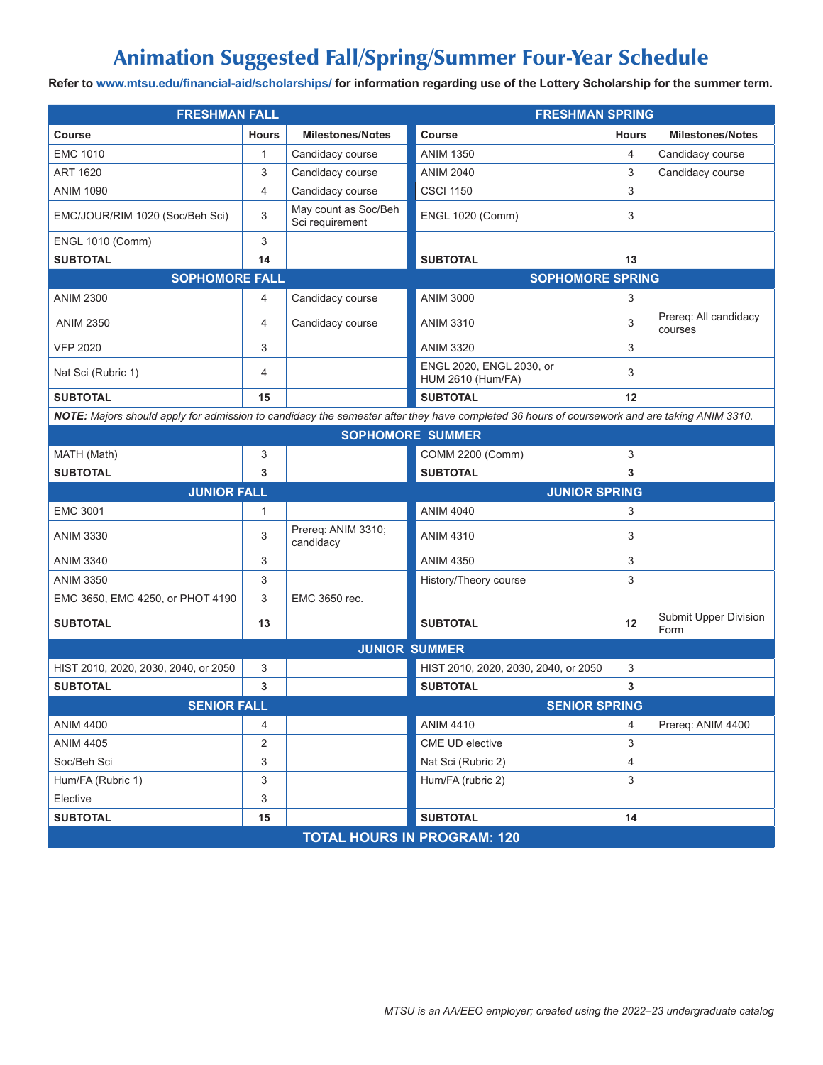# Animation Suggested Fall/Spring/Summer Four-Year Schedule

**Refer to www.mtsu.edu/financial-aid/scholarships/ for information regarding use of the Lottery Scholarship for the summer term.**

| FRESHMAN FALL | | | FRESHMAN SPRING | | |
|---|---|---|---|---|---|
| **Course** | **Hours** | **Milestones/Notes** | **Course** | **Hours** | **Milestones/Notes** |
| EMC 1010 | 1 | Candidacy course | ANIM 1350 | 4 | Candidacy course |
| ART 1620 | 3 | Candidacy course | ANIM 2040 | 3 | Candidacy course |
| ANIM 1090 | 4 | Candidacy course | CSCI 1150 | 3 | |
| EMC/JOUR/RIM 1020 (Soc/Beh Sci) | 3 | May count as Soc/Beh Sci requirement | ENGL 1020 (Comm) | 3 | |
| ENGL 1010 (Comm) | 3 | | | | |
| **SUBTOTAL** | **14** | | **SUBTOTAL** | **13** | |
| **SOPHOMORE FALL** | | | **SOPHOMORE SPRING** | | |
| ANIM 2300 | 4 | Candidacy course | ANIM 3000 | 3 | |
| ANIM 2350 | 4 | Candidacy course | ANIM 3310 | 3 | Prereq: All candidacy courses |
| VFP 2020 | 3 | | ANIM 3320 | 3 | |
| Nat Sci (Rubric 1) | 4 | | ENGL 2020, ENGL 2030, or HUM 2610 (Hum/FA) | 3 | |
| **SUBTOTAL** | **15** | | **SUBTOTAL** | **12** | |
| ***NOTE:*** *Majors should apply for admission to candidacy the semester after they have completed 36 hours of coursework and are taking ANIM 3310.* | | | | | |
| **SOPHOMORE SUMMER** | | | | | |
| MATH (Math) | 3 | | COMM 2200 (Comm) | 3 | |
| **SUBTOTAL** | **3** | | **SUBTOTAL** | **3** | |
| **JUNIOR FALL** | | | **JUNIOR SPRING** | | |
| EMC 3001 | 1 | | ANIM 4040 | 3 | |
| ANIM 3330 | 3 | Prereq: ANIM 3310; candidacy | ANIM 4310 | 3 | |
| ANIM 3340 | 3 | | ANIM 4350 | 3 | |
| ANIM 3350 | 3 | | History/Theory course | 3 | |
| EMC 3650, EMC 4250, or PHOT 4190 | 3 | EMC 3650 rec. | | | |
| **SUBTOTAL** | **13** | | **SUBTOTAL** | **12** | Submit Upper Division Form |
| **JUNIOR SUMMER** | | | | | |
| HIST 2010, 2020, 2030, 2040, or 2050 | 3 | | HIST 2010, 2020, 2030, 2040, or 2050 | 3 | |
| **SUBTOTAL** | **3** | | **SUBTOTAL** | **3** | |
| **SENIOR FALL** | | | **SENIOR SPRING** | | |
| ANIM 4400 | 4 | | ANIM 4410 | 4 | Prereq: ANIM 4400 |
| ANIM 4405 | 2 | | CME UD elective | 3 | |
| Soc/Beh Sci | 3 | | Nat Sci (Rubric 2) | 4 | |
| Hum/FA (Rubric 1) | 3 | | Hum/FA (rubric 2) | 3 | |
| Elective | 3 | | | | |
| **SUBTOTAL** | **15** | | **SUBTOTAL** | **14** | |
| **TOTAL HOURS IN PROGRAM: 120** | | | | | |

*MTSU is an AA/EEO employer; created using the 2022–23 undergraduate catalog*